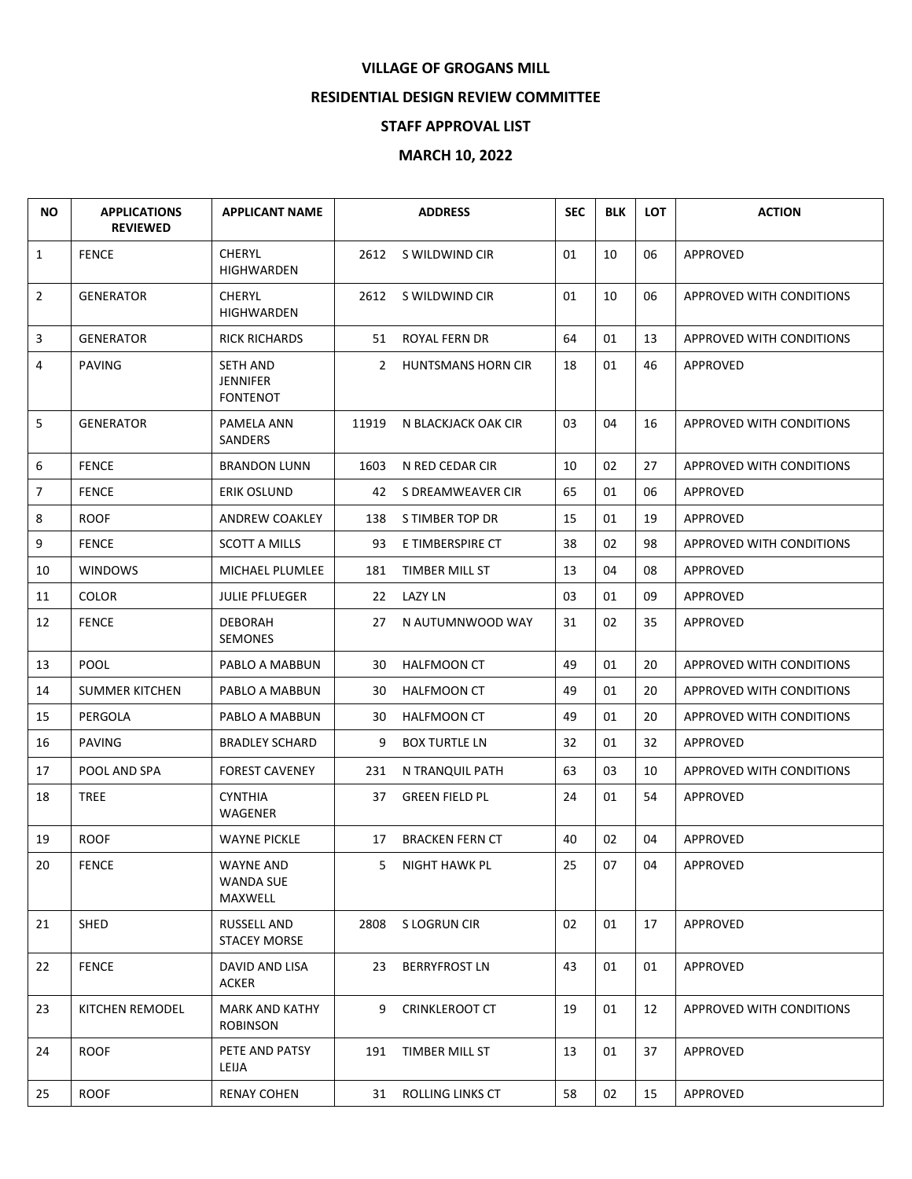**VILLAGE OF GROGANS MILL**

**RESIDENTIAL DESIGN REVIEW COMMITTEE**

**STAFF APPROVAL LIST**

**MARCH 10, 2022**

| NO | APPLICATIONS REVIEWED | APPLICANT NAME | ADDRESS | | SEC | BLK | LOT | ACTION |
|---|---|---|---|---|---|---|---|---|
| 1 | FENCE | CHERYL HIGHWARDEN | 2612 | S WILDWIND CIR | 01 | 10 | 06 | APPROVED |
| 2 | GENERATOR | CHERYL HIGHWARDEN | 2612 | S WILDWIND CIR | 01 | 10 | 06 | APPROVED WITH CONDITIONS |
| 3 | GENERATOR | RICK RICHARDS | 51 | ROYAL FERN DR | 64 | 01 | 13 | APPROVED WITH CONDITIONS |
| 4 | PAVING | SETH AND JENNIFER FONTENOT | 2 | HUNTSMANS HORN CIR | 18 | 01 | 46 | APPROVED |
| 5 | GENERATOR | PAMELA ANN SANDERS | 11919 | N BLACKJACK OAK CIR | 03 | 04 | 16 | APPROVED WITH CONDITIONS |
| 6 | FENCE | BRANDON LUNN | 1603 | N RED CEDAR CIR | 10 | 02 | 27 | APPROVED WITH CONDITIONS |
| 7 | FENCE | ERIK OSLUND | 42 | S DREAMWEAVER CIR | 65 | 01 | 06 | APPROVED |
| 8 | ROOF | ANDREW COAKLEY | 138 | S TIMBER TOP DR | 15 | 01 | 19 | APPROVED |
| 9 | FENCE | SCOTT A MILLS | 93 | E TIMBERSPIRE CT | 38 | 02 | 98 | APPROVED WITH CONDITIONS |
| 10 | WINDOWS | MICHAEL PLUMLEE | 181 | TIMBER MILL ST | 13 | 04 | 08 | APPROVED |
| 11 | COLOR | JULIE PFLUEGER | 22 | LAZY LN | 03 | 01 | 09 | APPROVED |
| 12 | FENCE | DEBORAH SEMONES | 27 | N AUTUMNWOOD WAY | 31 | 02 | 35 | APPROVED |
| 13 | POOL | PABLO A MABBUN | 30 | HALFMOON CT | 49 | 01 | 20 | APPROVED WITH CONDITIONS |
| 14 | SUMMER KITCHEN | PABLO A MABBUN | 30 | HALFMOON CT | 49 | 01 | 20 | APPROVED WITH CONDITIONS |
| 15 | PERGOLA | PABLO A MABBUN | 30 | HALFMOON CT | 49 | 01 | 20 | APPROVED WITH CONDITIONS |
| 16 | PAVING | BRADLEY SCHARD | 9 | BOX TURTLE LN | 32 | 01 | 32 | APPROVED |
| 17 | POOL AND SPA | FOREST CAVENEY | 231 | N TRANQUIL PATH | 63 | 03 | 10 | APPROVED WITH CONDITIONS |
| 18 | TREE | CYNTHIA WAGENER | 37 | GREEN FIELD PL | 24 | 01 | 54 | APPROVED |
| 19 | ROOF | WAYNE PICKLE | 17 | BRACKEN FERN CT | 40 | 02 | 04 | APPROVED |
| 20 | FENCE | WAYNE AND WANDA SUE MAXWELL | 5 | NIGHT HAWK PL | 25 | 07 | 04 | APPROVED |
| 21 | SHED | RUSSELL AND STACEY MORSE | 2808 | S LOGRUN CIR | 02 | 01 | 17 | APPROVED |
| 22 | FENCE | DAVID AND LISA ACKER | 23 | BERRYFROST LN | 43 | 01 | 01 | APPROVED |
| 23 | KITCHEN REMODEL | MARK AND KATHY ROBINSON | 9 | CRINKLEROOT CT | 19 | 01 | 12 | APPROVED WITH CONDITIONS |
| 24 | ROOF | PETE AND PATSY LEIJA | 191 | TIMBER MILL ST | 13 | 01 | 37 | APPROVED |
| 25 | ROOF | RENAY COHEN | 31 | ROLLING LINKS CT | 58 | 02 | 15 | APPROVED |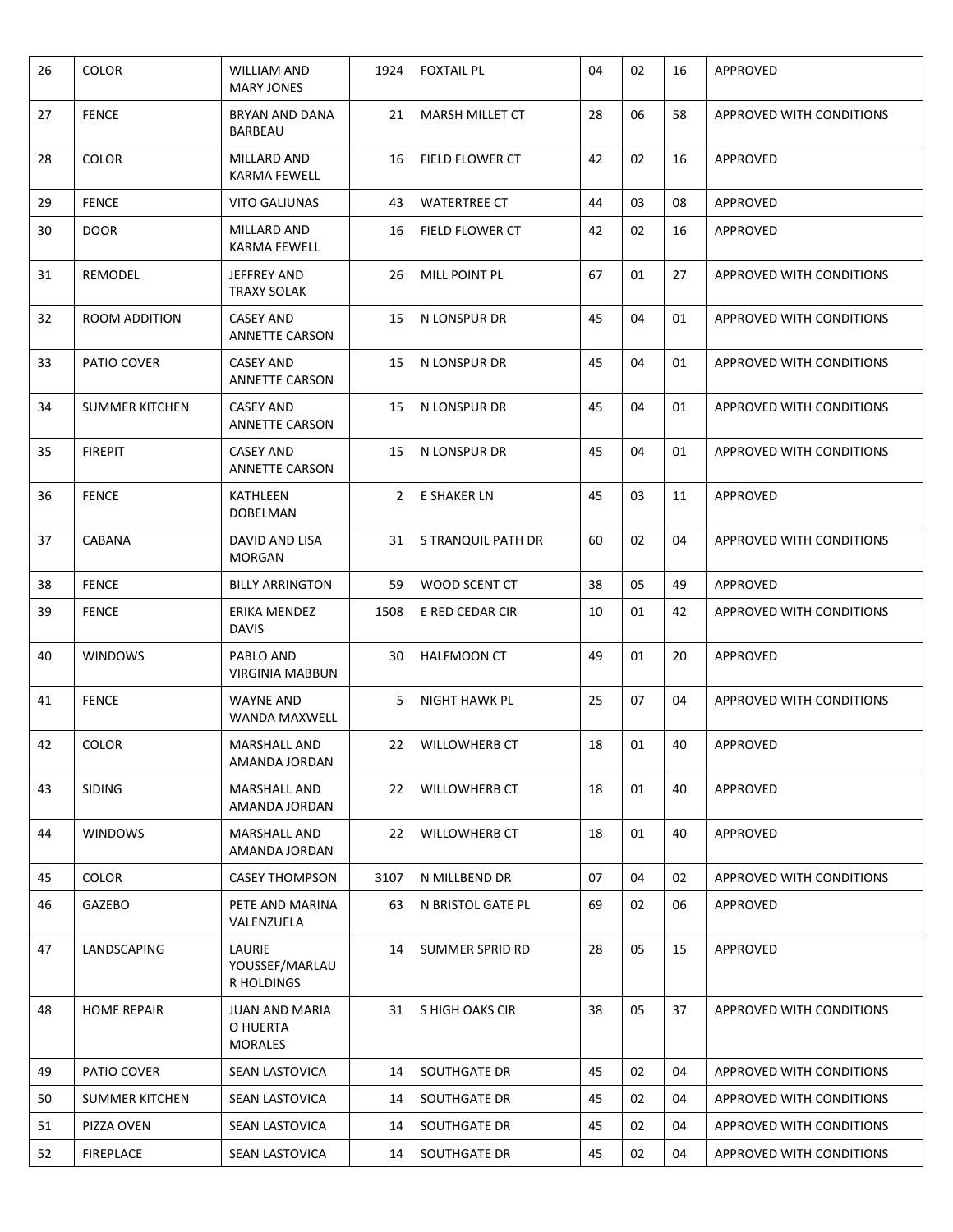| 26 | COLOR | WILLIAM AND MARY JONES | 1924 | FOXTAIL PL | 04 | 02 | 16 | APPROVED |
|---|---|---|---|---|---|---|---|---|
| 27 | FENCE | BRYAN AND DANA BARBEAU | 21 | MARSH MILLET CT | 28 | 06 | 58 | APPROVED WITH CONDITIONS |
| 28 | COLOR | MILLARD AND KARMA FEWELL | 16 | FIELD FLOWER CT | 42 | 02 | 16 | APPROVED |
| 29 | FENCE | VITO GALIUNAS | 43 | WATERTREE CT | 44 | 03 | 08 | APPROVED |
| 30 | DOOR | MILLARD AND KARMA FEWELL | 16 | FIELD FLOWER CT | 42 | 02 | 16 | APPROVED |
| 31 | REMODEL | JEFFREY AND TRAXY SOLAK | 26 | MILL POINT PL | 67 | 01 | 27 | APPROVED WITH CONDITIONS |
| 32 | ROOM ADDITION | CASEY AND ANNETTE CARSON | 15 | N LONSPUR DR | 45 | 04 | 01 | APPROVED WITH CONDITIONS |
| 33 | PATIO COVER | CASEY AND ANNETTE CARSON | 15 | N LONSPUR DR | 45 | 04 | 01 | APPROVED WITH CONDITIONS |
| 34 | SUMMER KITCHEN | CASEY AND ANNETTE CARSON | 15 | N LONSPUR DR | 45 | 04 | 01 | APPROVED WITH CONDITIONS |
| 35 | FIREPIT | CASEY AND ANNETTE CARSON | 15 | N LONSPUR DR | 45 | 04 | 01 | APPROVED WITH CONDITIONS |
| 36 | FENCE | KATHLEEN DOBELMAN | 2 | E SHAKER LN | 45 | 03 | 11 | APPROVED |
| 37 | CABANA | DAVID AND LISA MORGAN | 31 | S TRANQUIL PATH DR | 60 | 02 | 04 | APPROVED WITH CONDITIONS |
| 38 | FENCE | BILLY ARRINGTON | 59 | WOOD SCENT CT | 38 | 05 | 49 | APPROVED |
| 39 | FENCE | ERIKA MENDEZ DAVIS | 1508 | E RED CEDAR CIR | 10 | 01 | 42 | APPROVED WITH CONDITIONS |
| 40 | WINDOWS | PABLO AND VIRGINIA MABBUN | 30 | HALFMOON CT | 49 | 01 | 20 | APPROVED |
| 41 | FENCE | WAYNE AND WANDA MAXWELL | 5 | NIGHT HAWK PL | 25 | 07 | 04 | APPROVED WITH CONDITIONS |
| 42 | COLOR | MARSHALL AND AMANDA JORDAN | 22 | WILLOWHERB CT | 18 | 01 | 40 | APPROVED |
| 43 | SIDING | MARSHALL AND AMANDA JORDAN | 22 | WILLOWHERB CT | 18 | 01 | 40 | APPROVED |
| 44 | WINDOWS | MARSHALL AND AMANDA JORDAN | 22 | WILLOWHERB CT | 18 | 01 | 40 | APPROVED |
| 45 | COLOR | CASEY THOMPSON | 3107 | N MILLBEND DR | 07 | 04 | 02 | APPROVED WITH CONDITIONS |
| 46 | GAZEBO | PETE AND MARINA VALENZUELA | 63 | N BRISTOL GATE PL | 69 | 02 | 06 | APPROVED |
| 47 | LANDSCAPING | LAURIE YOUSSEF/MARLAUR HOLDINGS | 14 | SUMMER SPRID RD | 28 | 05 | 15 | APPROVED |
| 48 | HOME REPAIR | JUAN AND MARIA O HUERTA MORALES | 31 | S HIGH OAKS CIR | 38 | 05 | 37 | APPROVED WITH CONDITIONS |
| 49 | PATIO COVER | SEAN LASTOVICA | 14 | SOUTHGATE DR | 45 | 02 | 04 | APPROVED WITH CONDITIONS |
| 50 | SUMMER KITCHEN | SEAN LASTOVICA | 14 | SOUTHGATE DR | 45 | 02 | 04 | APPROVED WITH CONDITIONS |
| 51 | PIZZA OVEN | SEAN LASTOVICA | 14 | SOUTHGATE DR | 45 | 02 | 04 | APPROVED WITH CONDITIONS |
| 52 | FIREPLACE | SEAN LASTOVICA | 14 | SOUTHGATE DR | 45 | 02 | 04 | APPROVED WITH CONDITIONS |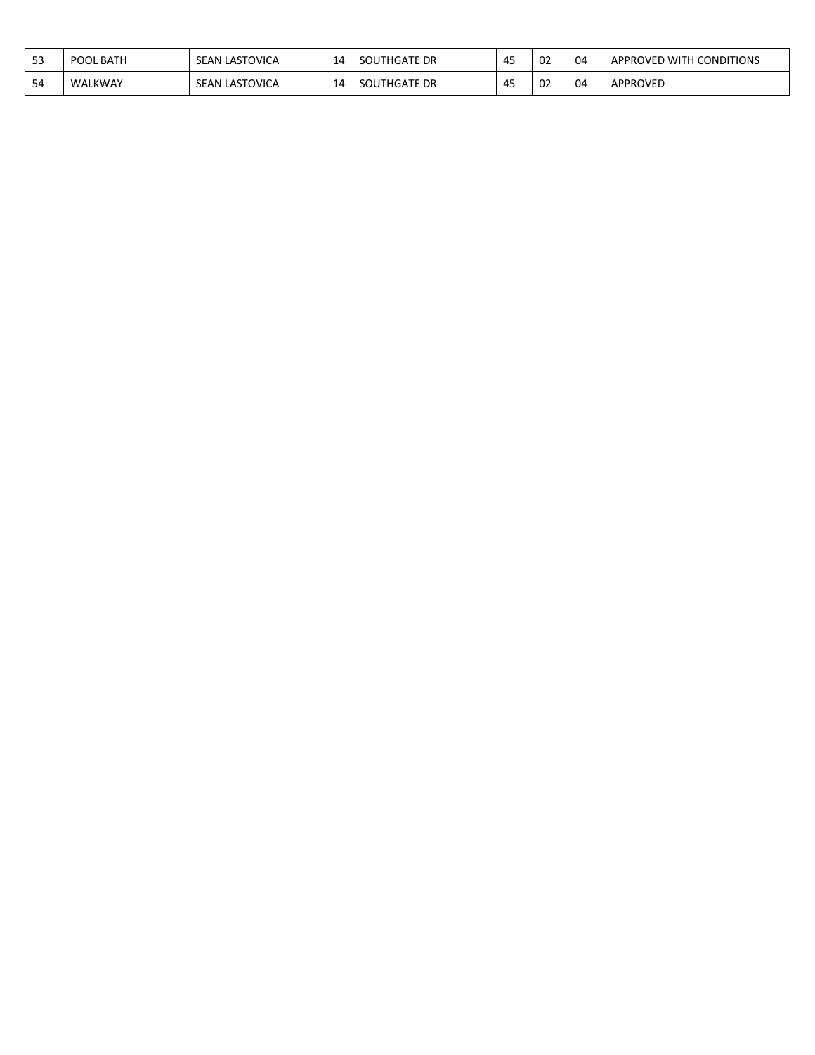| | | | | | | | | |
|---|---|---|---|---|---|---|---|---|
| 53 | POOL BATH | SEAN LASTOVICA | 14 | SOUTHGATE DR | 45 | 02 | 04 | APPROVED WITH CONDITIONS |
| 54 | WALKWAY | SEAN LASTOVICA | 14 | SOUTHGATE DR | 45 | 02 | 04 | APPROVED |